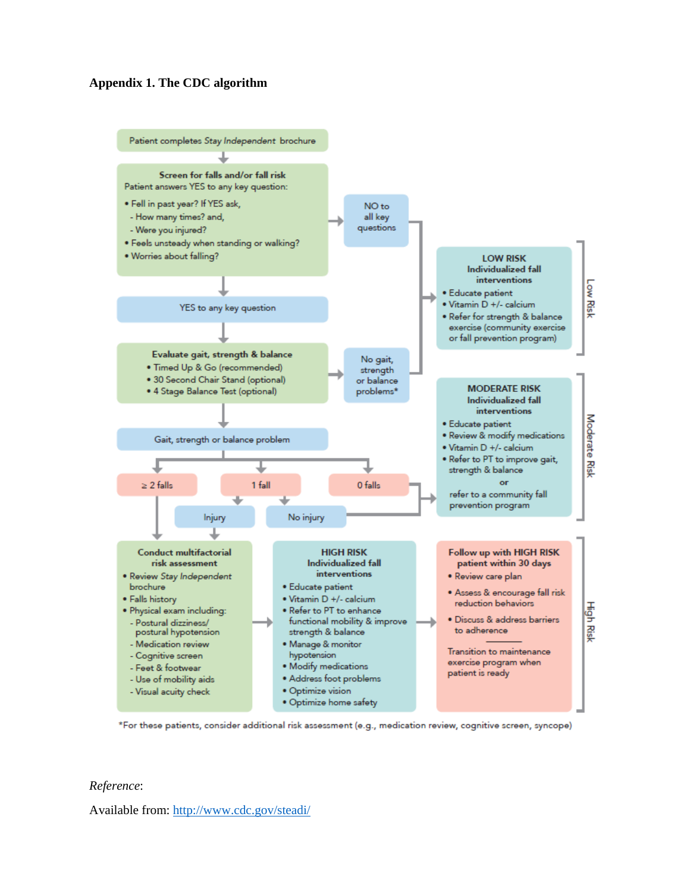**Appendix 1. The CDC algorithm**

Patient completes *Stay Independent* brochure

**Screen for falls and/or fall risk**
Patient answers YES to any key question:

- Fell in past year? If YES ask,
  - How many times? and,
  - Were you injured?
- Feels unsteady when standing or walking?
- Worries about falling?

NO to all key questions

YES to any key question

**Evaluate gait, strength & balance**

- Timed Up & Go (recommended)
- 30 Second Chair Stand (optional)
- 4 Stage Balance Test (optional)

No gait, strength or balance problems*

Gait, strength or balance problem

≥ 2 falls

1 fall

0 falls

Injury

No injury

**LOW RISK**
**Individualized fall interventions**

- Educate patient
- Vitamin D +/- calcium
- Refer for strength & balance exercise (community exercise or fall prevention program)

Low Risk

**MODERATE RISK**
**Individualized fall interventions**

- Educate patient
- Review & modify medications
- Vitamin D +/- calcium
- Refer to PT to improve gait, strength & balance

or

refer to a community fall prevention program

Moderate Risk

**Conduct multifactorial risk assessment**

- Review *Stay Independent* brochure
- Falls history
- Physical exam including:
  - Postural dizziness/ postural hypotension
  - Medication review
  - Cognitive screen
  - Feet & footwear
  - Use of mobility aids
  - Visual acuity check

**HIGH RISK**
**Individualized fall interventions**

- Educate patient
- Vitamin D +/- calcium
- Refer to PT to enhance functional mobility & improve strength & balance
- Manage & monitor hypotension
- Modify medications
- Address foot problems
- Optimize vision
- Optimize home safety

**Follow up with HIGH RISK patient within 30 days**

- Review care plan
- Assess & encourage fall risk reduction behaviors
- Discuss & address barriers to adherence

Transition to maintenance exercise program when patient is ready

High Risk

*For these patients, consider additional risk assessment (e.g., medication review, cognitive screen, syncope)

*Reference*:

Available from: http://www.cdc.gov/steadi/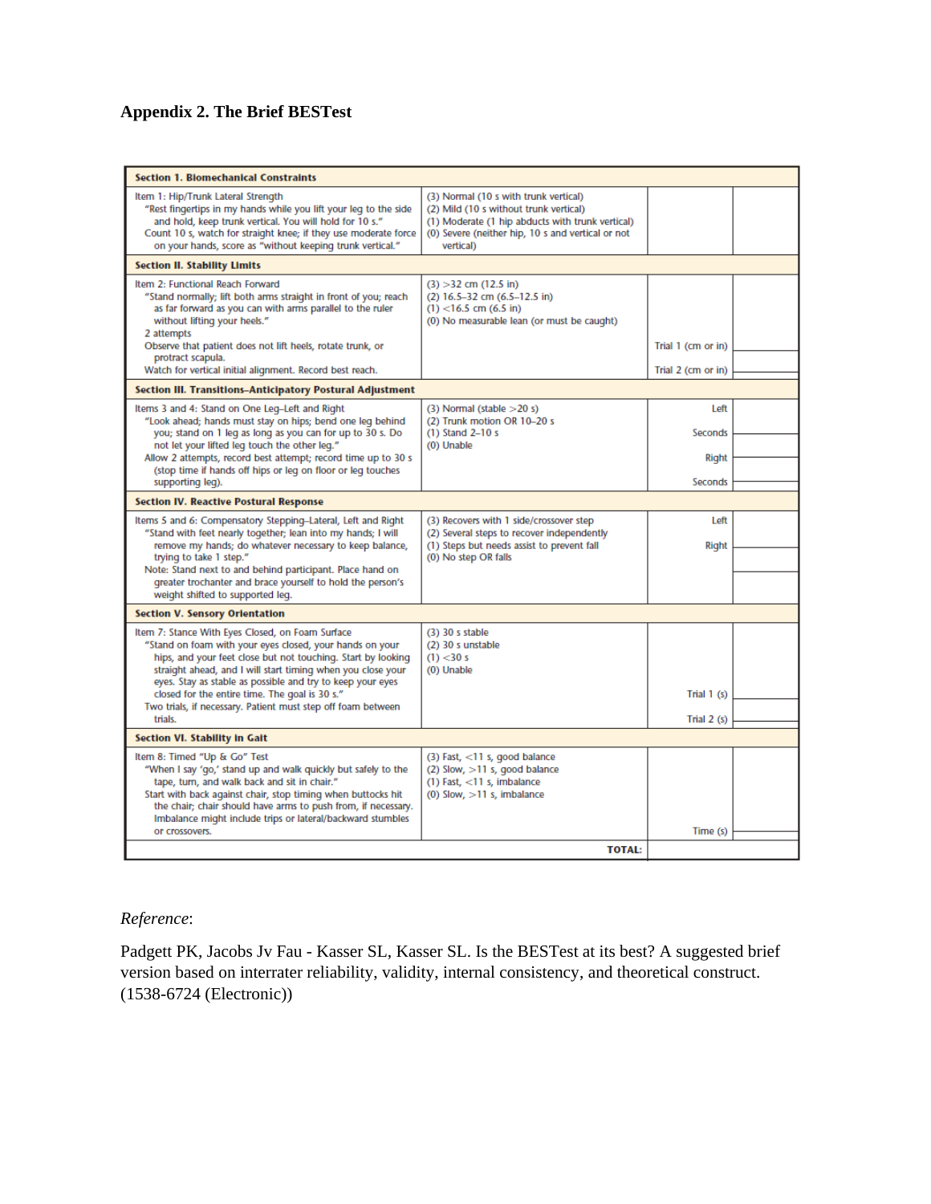**Appendix 2. The Brief BESTest**

| Section 1. Biomechanical Constraints | | | |
|---|---|---|---|
| Item 1: Hip/Trunk Lateral Strength<br>"Rest fingertips in my hands while you lift your leg to the side and hold, keep trunk vertical. You will hold for 10 s."<br>Count 10 s, watch for straight knee; if they use moderate force on your hands, score as "without keeping trunk vertical." | (3) Normal (10 s with trunk vertical)<br>(2) Mild (10 s without trunk vertical)<br>(1) Moderate (1 hip abducts with trunk vertical)<br>(0) Severe (neither hip, 10 s and vertical or not vertical) | | |
| **Section II. Stability Limits** | | | |
| Item 2: Functional Reach Forward<br>"Stand normally; lift both arms straight in front of you; reach as far forward as you can with arms parallel to the ruler without lifting your heels."<br>2 attempts<br>Observe that patient does not lift heels, rotate trunk, or protract scapula.<br>Watch for vertical initial alignment. Record best reach. | (3) >32 cm (12.5 in)<br>(2) 16.5–32 cm (6.5–12.5 in)<br>(1) <16.5 cm (6.5 in)<br>(0) No measurable lean (or must be caught) | Trial 1 (cm or in)<br>Trial 2 (cm or in) | |
| **Section III. Transitions–Anticipatory Postural Adjustment** | | | |
| Items 3 and 4: Stand on One Leg–Left and Right<br>"Look ahead; hands must stay on hips; bend one leg behind you; stand on 1 leg as long as you can for up to 30 s. Do not let your lifted leg touch the other leg."<br>Allow 2 attempts, record best attempt; record time up to 30 s (stop time if hands off hips or leg on floor or leg touches supporting leg). | (3) Normal (stable >20 s)<br>(2) Trunk motion OR 10–20 s<br>(1) Stand 2–10 s<br>(0) Unable | Left<br>Seconds<br>Right<br>Seconds | |
| **Section IV. Reactive Postural Response** | | | |
| Items 5 and 6: Compensatory Stepping–Lateral, Left and Right<br>"Stand with feet nearly together; lean into my hands; I will remove my hands; do whatever necessary to keep balance, trying to take 1 step."<br>Note: Stand next to and behind participant. Place hand on greater trochanter and brace yourself to hold the person's weight shifted to supported leg. | (3) Recovers with 1 side/crossover step<br>(2) Several steps to recover independently<br>(1) Steps but needs assist to prevent fall<br>(0) No step OR falls | Left<br>Right | |
| **Section V. Sensory Orientation** | | | |
| Item 7: Stance With Eyes Closed, on Foam Surface<br>"Stand on foam with your eyes closed, your hands on your hips, and your feet close but not touching. Start by looking straight ahead, and I will start timing when you close your eyes. Stay as stable as possible and try to keep your eyes closed for the entire time. The goal is 30 s."<br>Two trials, if necessary. Patient must step off foam between trials. | (3) 30 s stable<br>(2) 30 s unstable<br>(1) <30 s<br>(0) Unable | Trial 1 (s)<br>Trial 2 (s) | |
| **Section VI. Stability in Gait** | | | |
| Item 8: Timed "Up & Go" Test<br>"When I say 'go,' stand up and walk quickly but safely to the tape, turn, and walk back and sit in chair."<br>Start with back against chair, stop timing when buttocks hit the chair; chair should have arms to push from, if necessary. Imbalance might include trips or lateral/backward stumbles or crossovers. | (3) Fast, <11 s, good balance<br>(2) Slow, >11 s, good balance<br>(1) Fast, <11 s, imbalance<br>(0) Slow, >11 s, imbalance | Time (s) | |
| | **TOTAL:** | | |

*Reference*:

Padgett PK, Jacobs Jv Fau - Kasser SL, Kasser SL. Is the BESTest at its best? A suggested brief version based on interrater reliability, validity, internal consistency, and theoretical construct. (1538-6724 (Electronic))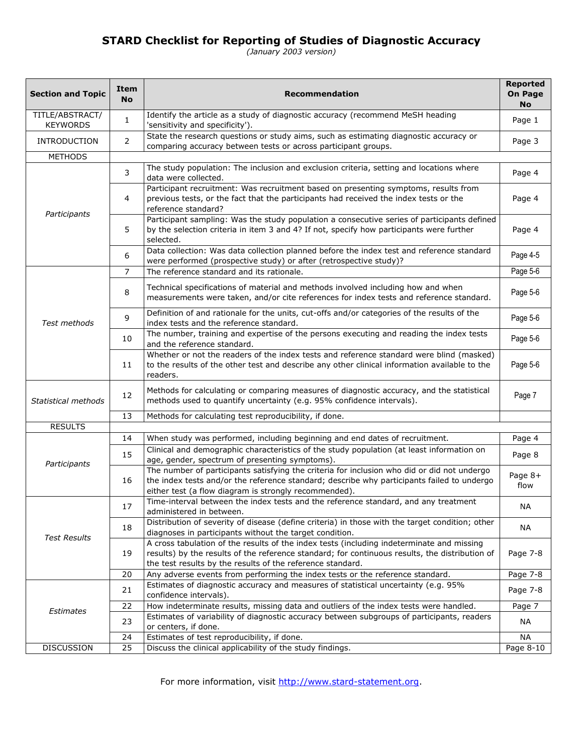# STARD Checklist for Reporting of Studies of Diagnostic Accuracy

*(January 2003 version)*

| Section and Topic | Item No | Recommendation | Reported On Page No |
|---|---|---|---|
| TITLE/ABSTRACT/ KEYWORDS | 1 | Identify the article as a study of diagnostic accuracy (recommend MeSH heading 'sensitivity and specificity'). | Page 1 |
| INTRODUCTION | 2 | State the research questions or study aims, such as estimating diagnostic accuracy or comparing accuracy between tests or across participant groups. | Page 3 |
| METHODS | | | |
| *Participants* | 3 | The study population: The inclusion and exclusion criteria, setting and locations where data were collected. | Page 4 |
| | 4 | Participant recruitment: Was recruitment based on presenting symptoms, results from previous tests, or the fact that the participants had received the index tests or the reference standard? | Page 4 |
| | 5 | Participant sampling: Was the study population a consecutive series of participants defined by the selection criteria in item 3 and 4? If not, specify how participants were further selected. | Page 4 |
| | 6 | Data collection: Was data collection planned before the index test and reference standard were performed (prospective study) or after (retrospective study)? | Page 4-5 |
| *Test methods* | 7 | The reference standard and its rationale. | Page 5-6 |
| | 8 | Technical specifications of material and methods involved including how and when measurements were taken, and/or cite references for index tests and reference standard. | Page 5-6 |
| | 9 | Definition of and rationale for the units, cut-offs and/or categories of the results of the index tests and the reference standard. | Page 5-6 |
| | 10 | The number, training and expertise of the persons executing and reading the index tests and the reference standard. | Page 5-6 |
| | 11 | Whether or not the readers of the index tests and reference standard were blind (masked) to the results of the other test and describe any other clinical information available to the readers. | Page 5-6 |
| *Statistical methods* | 12 | Methods for calculating or comparing measures of diagnostic accuracy, and the statistical methods used to quantify uncertainty (e.g. 95% confidence intervals). | Page 7 |
| | 13 | Methods for calculating test reproducibility, if done. | |
| RESULTS | | | |
| *Participants* | 14 | When study was performed, including beginning and end dates of recruitment. | Page 4 |
| | 15 | Clinical and demographic characteristics of the study population (at least information on age, gender, spectrum of presenting symptoms). | Page 8 |
| | 16 | The number of participants satisfying the criteria for inclusion who did or did not undergo the index tests and/or the reference standard; describe why participants failed to undergo either test (a flow diagram is strongly recommended). | Page 8+ flow |
| *Test Results* | 17 | Time-interval between the index tests and the reference standard, and any treatment administered in between. | NA |
| | 18 | Distribution of severity of disease (define criteria) in those with the target condition; other diagnoses in participants without the target condition. | NA |
| | 19 | A cross tabulation of the results of the index tests (including indeterminate and missing results) by the results of the reference standard; for continuous results, the distribution of the test results by the results of the reference standard. | Page 7-8 |
| | 20 | Any adverse events from performing the index tests or the reference standard. | Page 7-8 |
| *Estimates* | 21 | Estimates of diagnostic accuracy and measures of statistical uncertainty (e.g. 95% confidence intervals). | Page 7-8 |
| | 22 | How indeterminate results, missing data and outliers of the index tests were handled. | Page 7 |
| | 23 | Estimates of variability of diagnostic accuracy between subgroups of participants, readers or centers, if done. | NA |
| | 24 | Estimates of test reproducibility, if done. | NA |
| DISCUSSION | 25 | Discuss the clinical applicability of the study findings. | Page 8-10 |

For more information, visit http://www.stard-statement.org.